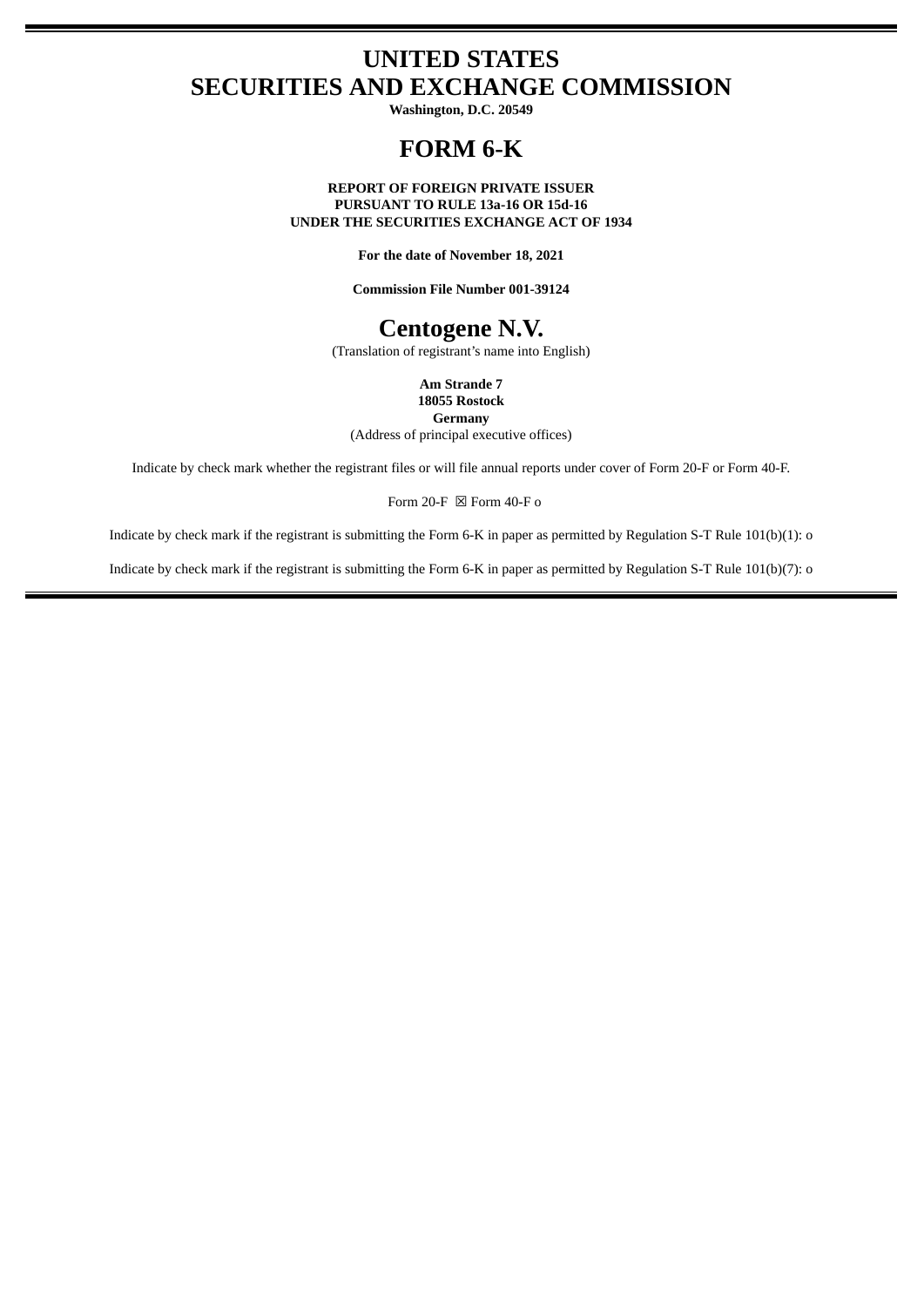# UNITED STATES
# SECURITIES AND EXCHANGE COMMISSION

**Washington, D.C. 20549**

# FORM 6-K

**REPORT OF FOREIGN PRIVATE ISSUER**
**PURSUANT TO RULE 13a-16 OR 15d-16**
**UNDER THE SECURITIES EXCHANGE ACT OF 1934**

**For the date of November 18, 2021**

**Commission File Number 001-39124**

# Centogene N.V.

(Translation of registrant's name into English)

**Am Strande 7**
**18055 Rostock**
**Germany**
(Address of principal executive offices)

Indicate by check mark whether the registrant files or will file annual reports under cover of Form 20-F or Form 40-F.

Form 20-F ☒ Form 40-F o

Indicate by check mark if the registrant is submitting the Form 6-K in paper as permitted by Regulation S-T Rule 101(b)(1): o

Indicate by check mark if the registrant is submitting the Form 6-K in paper as permitted by Regulation S-T Rule 101(b)(7): o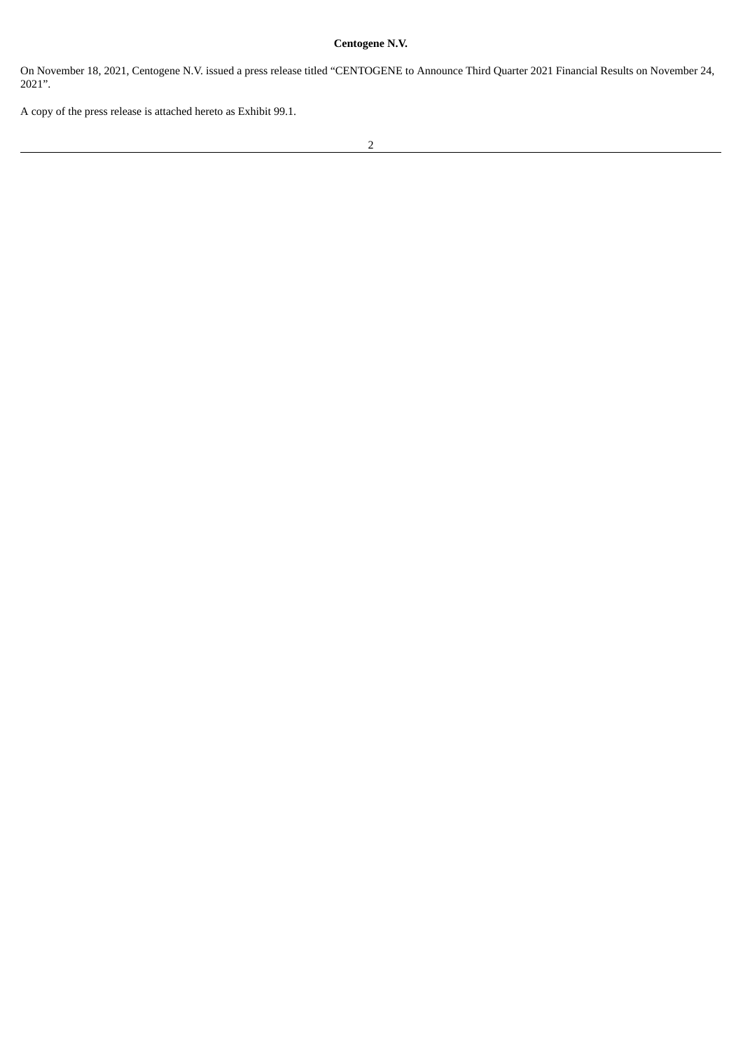**Centogene N.V.**

On November 18, 2021, Centogene N.V. issued a press release titled "CENTOGENE to Announce Third Quarter 2021 Financial Results on November 24, 2021".

A copy of the press release is attached hereto as Exhibit 99.1.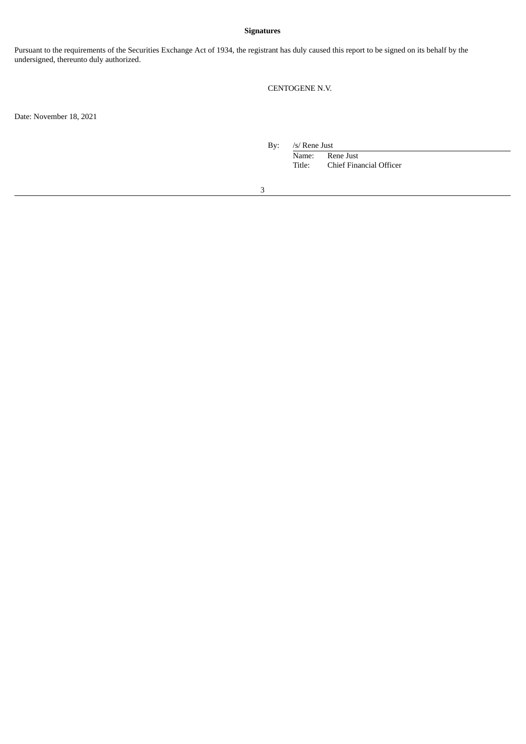**Signatures**

Pursuant to the requirements of the Securities Exchange Act of 1934, the registrant has duly caused this report to be signed on its behalf by the undersigned, thereunto duly authorized.

CENTOGENE N.V.

Date: November 18, 2021

By: /s/ Rene Just

Name: Rene Just

Title: Chief Financial Officer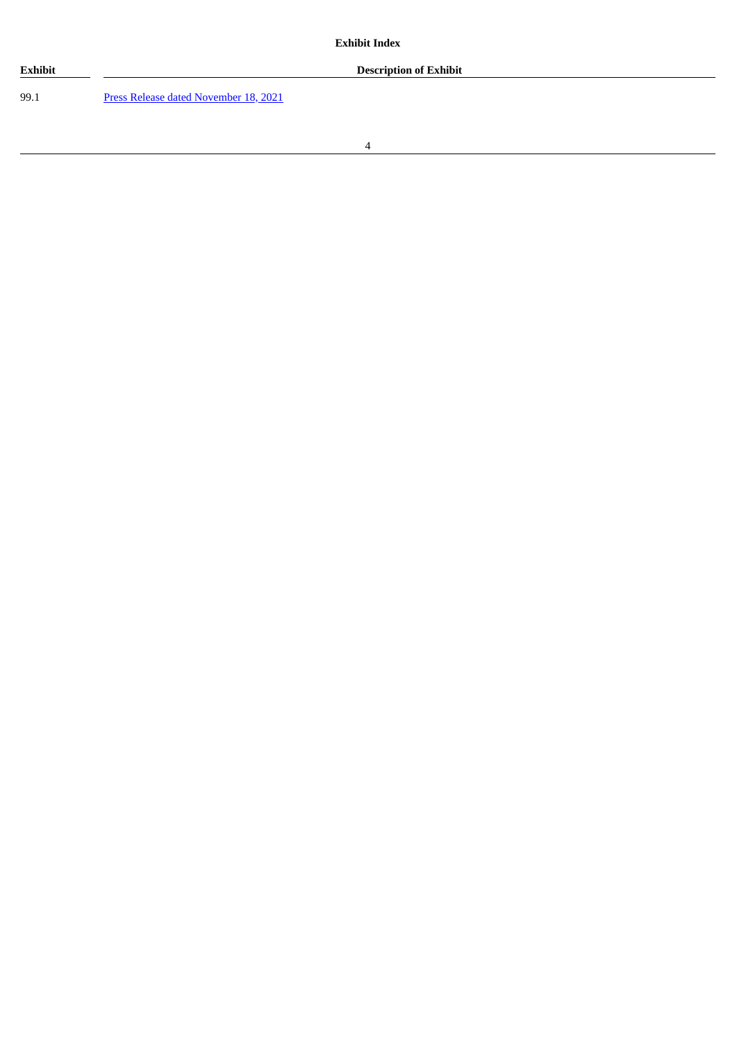**Exhibit Index**

| Exhibit | Description of Exhibit |
| --- | --- |
| 99.1 | Press Release dated November 18, 2021 |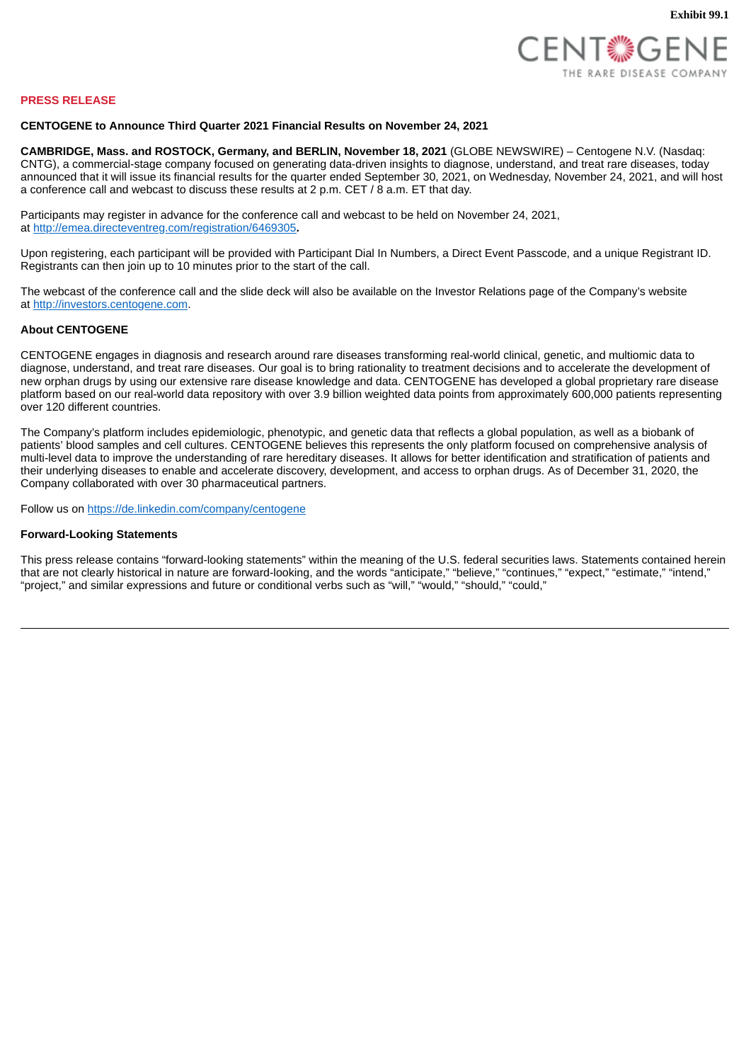Exhibit 99.1

CENTOGENE
THE RARE DISEASE COMPANY

**PRESS RELEASE**

**CENTOGENE to Announce Third Quarter 2021 Financial Results on November 24, 2021**

**CAMBRIDGE, Mass. and ROSTOCK, Germany, and BERLIN, November 18, 2021** (GLOBE NEWSWIRE) – Centogene N.V. (Nasdaq: CNTG), a commercial-stage company focused on generating data-driven insights to diagnose, understand, and treat rare diseases, today announced that it will issue its financial results for the quarter ended September 30, 2021, on Wednesday, November 24, 2021, and will host a conference call and webcast to discuss these results at 2 p.m. CET / 8 a.m. ET that day.

Participants may register in advance for the conference call and webcast to be held on November 24, 2021, at http://emea.directeventreg.com/registration/6469305**.**

Upon registering, each participant will be provided with Participant Dial In Numbers, a Direct Event Passcode, and a unique Registrant ID. Registrants can then join up to 10 minutes prior to the start of the call.

The webcast of the conference call and the slide deck will also be available on the Investor Relations page of the Company's website at http://investors.centogene.com.

**About CENTOGENE**

CENTOGENE engages in diagnosis and research around rare diseases transforming real-world clinical, genetic, and multiomic data to diagnose, understand, and treat rare diseases. Our goal is to bring rationality to treatment decisions and to accelerate the development of new orphan drugs by using our extensive rare disease knowledge and data. CENTOGENE has developed a global proprietary rare disease platform based on our real-world data repository with over 3.9 billion weighted data points from approximately 600,000 patients representing over 120 different countries.

The Company's platform includes epidemiologic, phenotypic, and genetic data that reflects a global population, as well as a biobank of patients' blood samples and cell cultures. CENTOGENE believes this represents the only platform focused on comprehensive analysis of multi-level data to improve the understanding of rare hereditary diseases. It allows for better identification and stratification of patients and their underlying diseases to enable and accelerate discovery, development, and access to orphan drugs. As of December 31, 2020, the Company collaborated with over 30 pharmaceutical partners.

Follow us on https://de.linkedin.com/company/centogene

**Forward-Looking Statements**

This press release contains "forward-looking statements" within the meaning of the U.S. federal securities laws. Statements contained herein that are not clearly historical in nature are forward-looking, and the words "anticipate," "believe," "continues," "expect," "estimate," "intend," "project," and similar expressions and future or conditional verbs such as "will," "would," "should," "could,"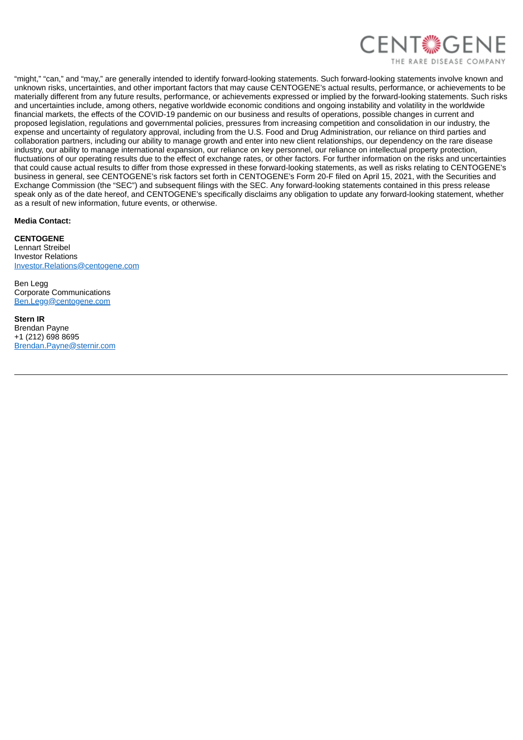"might," "can," and "may," are generally intended to identify forward-looking statements. Such forward-looking statements involve known and unknown risks, uncertainties, and other important factors that may cause CENTOGENE's actual results, performance, or achievements to be materially different from any future results, performance, or achievements expressed or implied by the forward-looking statements. Such risks and uncertainties include, among others, negative worldwide economic conditions and ongoing instability and volatility in the worldwide financial markets, the effects of the COVID-19 pandemic on our business and results of operations, possible changes in current and proposed legislation, regulations and governmental policies, pressures from increasing competition and consolidation in our industry, the expense and uncertainty of regulatory approval, including from the U.S. Food and Drug Administration, our reliance on third parties and collaboration partners, including our ability to manage growth and enter into new client relationships, our dependency on the rare disease industry, our ability to manage international expansion, our reliance on key personnel, our reliance on intellectual property protection, fluctuations of our operating results due to the effect of exchange rates, or other factors. For further information on the risks and uncertainties that could cause actual results to differ from those expressed in these forward-looking statements, as well as risks relating to CENTOGENE's business in general, see CENTOGENE's risk factors set forth in CENTOGENE's Form 20-F filed on April 15, 2021, with the Securities and Exchange Commission (the "SEC") and subsequent filings with the SEC. Any forward-looking statements contained in this press release speak only as of the date hereof, and CENTOGENE's specifically disclaims any obligation to update any forward-looking statement, whether as a result of new information, future events, or otherwise.

**Media Contact:**

**CENTOGENE**
Lennart Streibel
Investor Relations
Investor.Relations@centogene.com

Ben Legg
Corporate Communications
Ben.Legg@centogene.com

**Stern IR**
Brendan Payne
+1 (212) 698 8695
Brendan.Payne@sternir.com